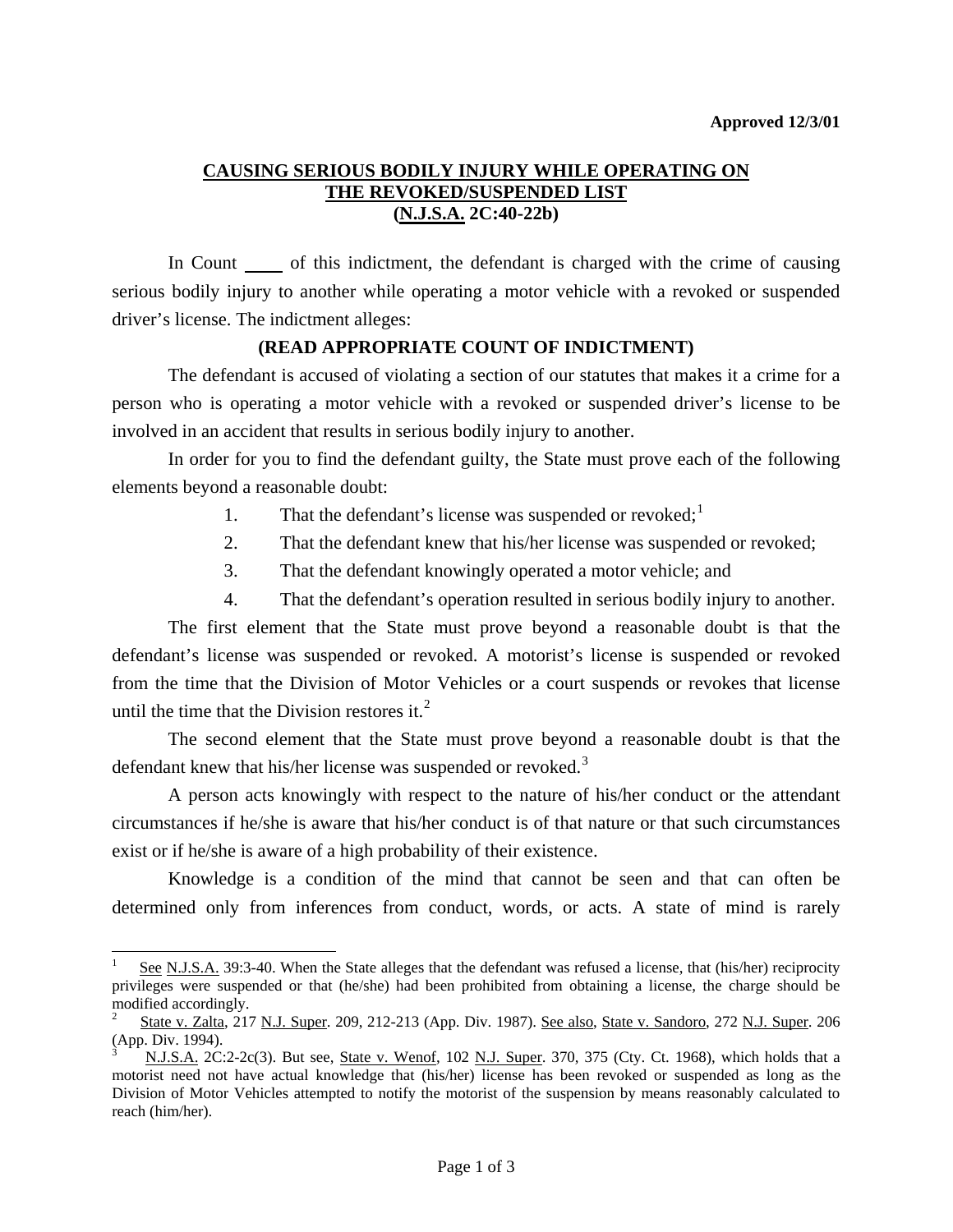**Approved 12/3/01**

## CAUSING SERIOUS BODILY INJURY WHILE OPERATING ON THE REVOKED/SUSPENDED LIST (N.J.S.A. 2C:40-22b)

In Count ____ of this indictment, the defendant is charged with the crime of causing serious bodily injury to another while operating a motor vehicle with a revoked or suspended driver's license. The indictment alleges:

**(READ APPROPRIATE COUNT OF INDICTMENT)**

The defendant is accused of violating a section of our statutes that makes it a crime for a person who is operating a motor vehicle with a revoked or suspended driver's license to be involved in an accident that results in serious bodily injury to another.

In order for you to find the defendant guilty, the State must prove each of the following elements beyond a reasonable doubt:

1. That the defendant's license was suspended or revoked;[1]
2. That the defendant knew that his/her license was suspended or revoked;
3. That the defendant knowingly operated a motor vehicle; and
4. That the defendant's operation resulted in serious bodily injury to another.

The first element that the State must prove beyond a reasonable doubt is that the defendant's license was suspended or revoked. A motorist's license is suspended or revoked from the time that the Division of Motor Vehicles or a court suspends or revokes that license until the time that the Division restores it.[2]

The second element that the State must prove beyond a reasonable doubt is that the defendant knew that his/her license was suspended or revoked.[3]

A person acts knowingly with respect to the nature of his/her conduct or the attendant circumstances if he/she is aware that his/her conduct is of that nature or that such circumstances exist or if he/she is aware of a high probability of their existence.

Knowledge is a condition of the mind that cannot be seen and that can often be determined only from inferences from conduct, words, or acts. A state of mind is rarely

---

[1] See N.J.S.A. 39:3-40. When the State alleges that the defendant was refused a license, that (his/her) reciprocity privileges were suspended or that (he/she) had been prohibited from obtaining a license, the charge should be modified accordingly.

[2] State v. Zalta, 217 N.J. Super. 209, 212-213 (App. Div. 1987). See also, State v. Sandoro, 272 N.J. Super. 206 (App. Div. 1994).

[3] N.J.S.A. 2C:2-2c(3). But see, State v. Wenof, 102 N.J. Super. 370, 375 (Cty. Ct. 1968), which holds that a motorist need not have actual knowledge that (his/her) license has been revoked or suspended as long as the Division of Motor Vehicles attempted to notify the motorist of the suspension by means reasonably calculated to reach (him/her).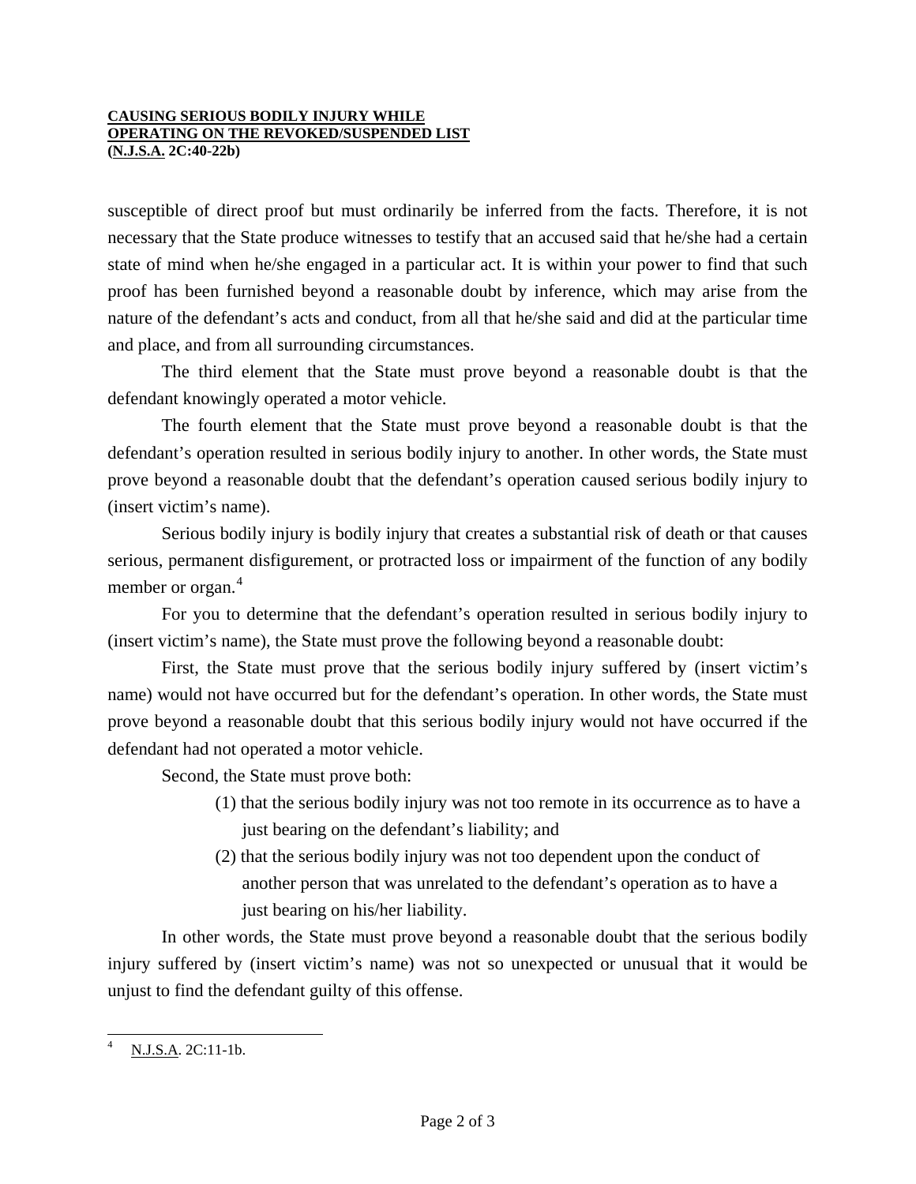susceptible of direct proof but must ordinarily be inferred from the facts. Therefore, it is not necessary that the State produce witnesses to testify that an accused said that he/she had a certain state of mind when he/she engaged in a particular act. It is within your power to find that such proof has been furnished beyond a reasonable doubt by inference, which may arise from the nature of the defendant's acts and conduct, from all that he/she said and did at the particular time and place, and from all surrounding circumstances.

The third element that the State must prove beyond a reasonable doubt is that the defendant knowingly operated a motor vehicle.

The fourth element that the State must prove beyond a reasonable doubt is that the defendant's operation resulted in serious bodily injury to another. In other words, the State must prove beyond a reasonable doubt that the defendant's operation caused serious bodily injury to (insert victim's name).

Serious bodily injury is bodily injury that creates a substantial risk of death or that causes serious, permanent disfigurement, or protracted loss or impairment of the function of any bodily member or organ.[4]

For you to determine that the defendant's operation resulted in serious bodily injury to (insert victim's name), the State must prove the following beyond a reasonable doubt:

First, the State must prove that the serious bodily injury suffered by (insert victim's name) would not have occurred but for the defendant's operation. In other words, the State must prove beyond a reasonable doubt that this serious bodily injury would not have occurred if the defendant had not operated a motor vehicle.

Second, the State must prove both:

(1) that the serious bodily injury was not too remote in its occurrence as to have a just bearing on the defendant's liability; and

(2) that the serious bodily injury was not too dependent upon the conduct of another person that was unrelated to the defendant's operation as to have a just bearing on his/her liability.

In other words, the State must prove beyond a reasonable doubt that the serious bodily injury suffered by (insert victim's name) was not so unexpected or unusual that it would be unjust to find the defendant guilty of this offense.

---

[4] N.J.S.A. 2C:11-1b.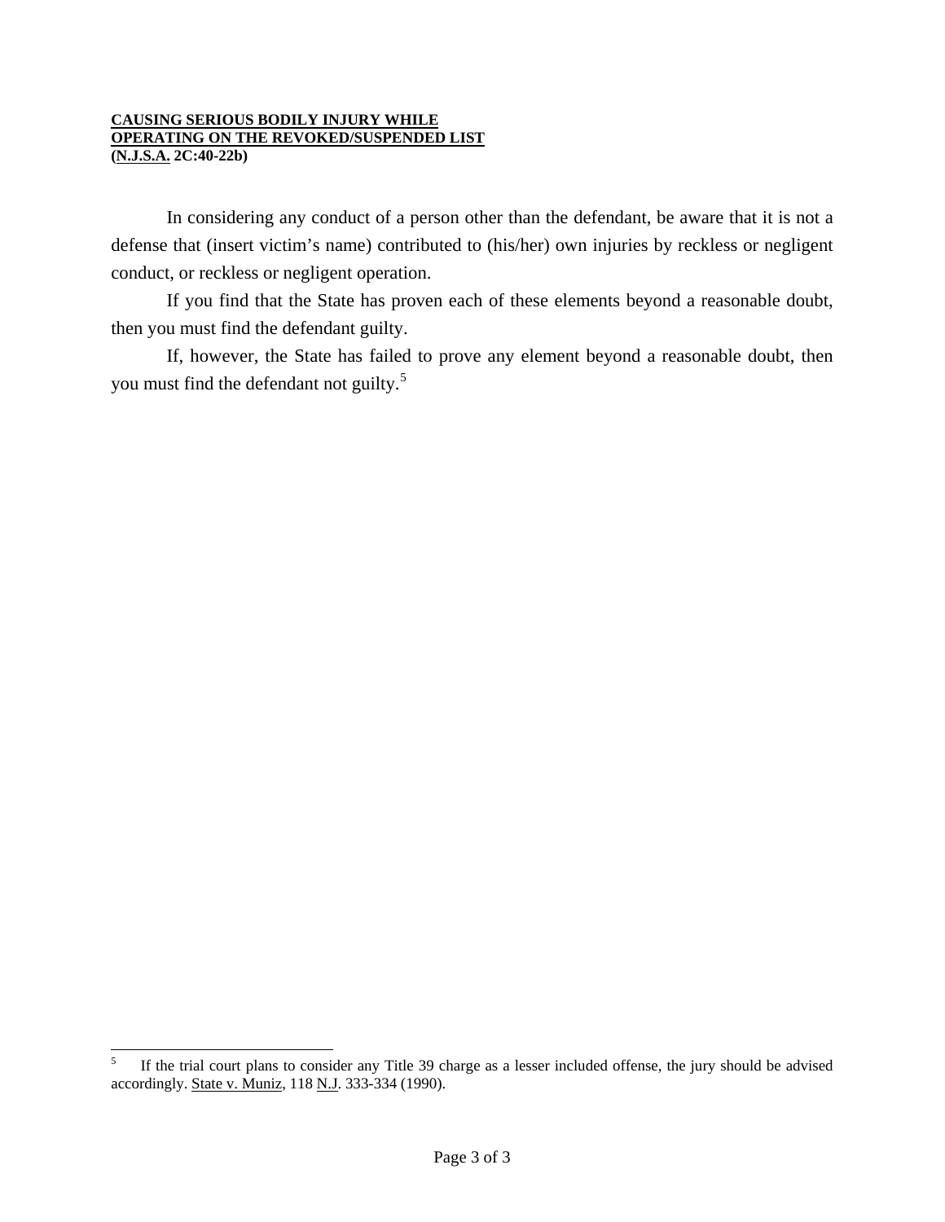In considering any conduct of a person other than the defendant, be aware that it is not a defense that (insert victim's name) contributed to (his/her) own injuries by reckless or negligent conduct, or reckless or negligent operation.

If you find that the State has proven each of these elements beyond a reasonable doubt, then you must find the defendant guilty.

If, however, the State has failed to prove any element beyond a reasonable doubt, then you must find the defendant not guilty.[5]

---

[5] If the trial court plans to consider any Title 39 charge as a lesser included offense, the jury should be advised accordingly. State v. Muniz, 118 N.J. 333-334 (1990).